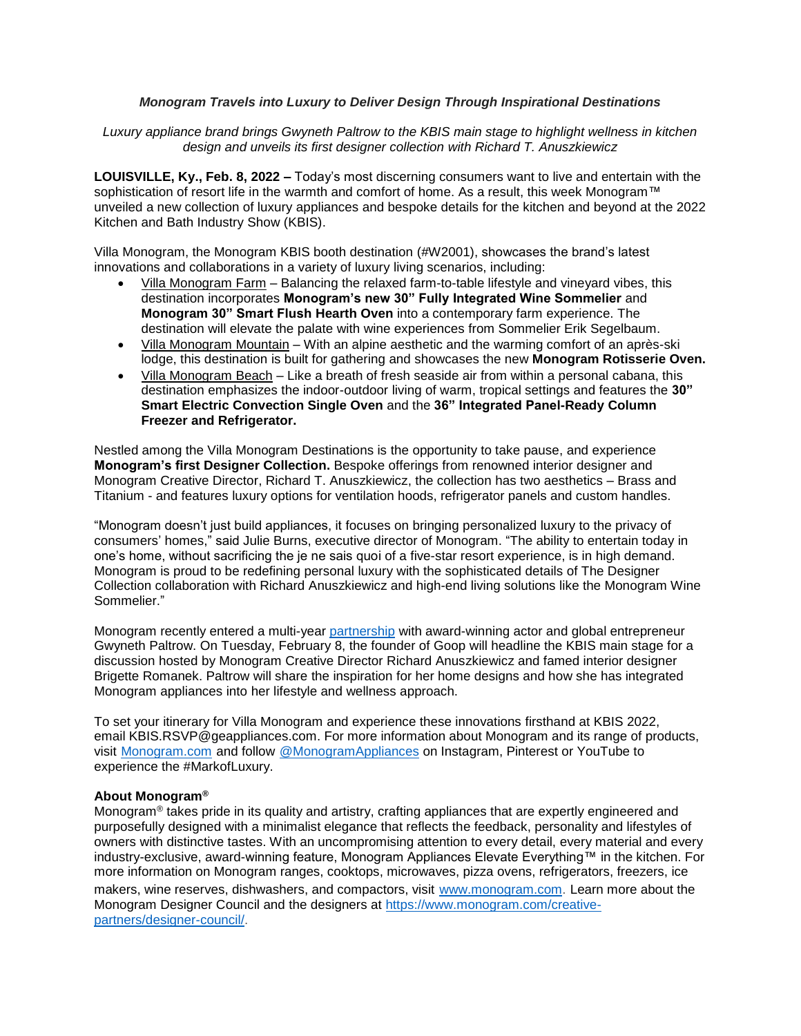***Monogram Travels into Luxury to Deliver Design Through Inspirational Destinations***

*Luxury appliance brand brings Gwyneth Paltrow to the KBIS main stage to highlight wellness in kitchen design and unveils its first designer collection with Richard T. Anuszkiewicz*

**LOUISVILLE, Ky., Feb. 8, 2022 –** Today's most discerning consumers want to live and entertain with the sophistication of resort life in the warmth and comfort of home. As a result, this week Monogram™ unveiled a new collection of luxury appliances and bespoke details for the kitchen and beyond at the 2022 Kitchen and Bath Industry Show (KBIS).

Villa Monogram, the Monogram KBIS booth destination (#W2001), showcases the brand's latest innovations and collaborations in a variety of luxury living scenarios, including:

- Villa Monogram Farm – Balancing the relaxed farm-to-table lifestyle and vineyard vibes, this destination incorporates **Monogram's new 30" Fully Integrated Wine Sommelier** and **Monogram 30" Smart Flush Hearth Oven** into a contemporary farm experience. The destination will elevate the palate with wine experiences from Sommelier Erik Segelbaum.
- Villa Monogram Mountain – With an alpine aesthetic and the warming comfort of an après-ski lodge, this destination is built for gathering and showcases the new **Monogram Rotisserie Oven.**
- Villa Monogram Beach – Like a breath of fresh seaside air from within a personal cabana, this destination emphasizes the indoor-outdoor living of warm, tropical settings and features the **30" Smart Electric Convection Single Oven** and the **36" Integrated Panel-Ready Column Freezer and Refrigerator.**

Nestled among the Villa Monogram Destinations is the opportunity to take pause, and experience **Monogram's first Designer Collection.** Bespoke offerings from renowned interior designer and Monogram Creative Director, Richard T. Anuszkiewicz, the collection has two aesthetics – Brass and Titanium - and features luxury options for ventilation hoods, refrigerator panels and custom handles.

"Monogram doesn't just build appliances, it focuses on bringing personalized luxury to the privacy of consumers' homes," said Julie Burns, executive director of Monogram. "The ability to entertain today in one's home, without sacrificing the je ne sais quoi of a five-star resort experience, is in high demand. Monogram is proud to be redefining personal luxury with the sophisticated details of The Designer Collection collaboration with Richard Anuszkiewicz and high-end living solutions like the Monogram Wine Sommelier."

Monogram recently entered a multi-year partnership with award-winning actor and global entrepreneur Gwyneth Paltrow. On Tuesday, February 8, the founder of Goop will headline the KBIS main stage for a discussion hosted by Monogram Creative Director Richard Anuszkiewicz and famed interior designer Brigette Romanek. Paltrow will share the inspiration for her home designs and how she has integrated Monogram appliances into her lifestyle and wellness approach.

To set your itinerary for Villa Monogram and experience these innovations firsthand at KBIS 2022, email KBIS.RSVP@geappliances.com. For more information about Monogram and its range of products, visit Monogram.com and follow @MonogramAppliances on Instagram, Pinterest or YouTube to experience the #MarkofLuxury.

**About Monogram®**

Monogram® takes pride in its quality and artistry, crafting appliances that are expertly engineered and purposefully designed with a minimalist elegance that reflects the feedback, personality and lifestyles of owners with distinctive tastes. With an uncompromising attention to every detail, every material and every industry-exclusive, award-winning feature, Monogram Appliances Elevate Everything™ in the kitchen. For more information on Monogram ranges, cooktops, microwaves, pizza ovens, refrigerators, freezers, ice makers, wine reserves, dishwashers, and compactors, visit www.monogram.com. Learn more about the Monogram Designer Council and the designers at https://www.monogram.com/creative-partners/designer-council/.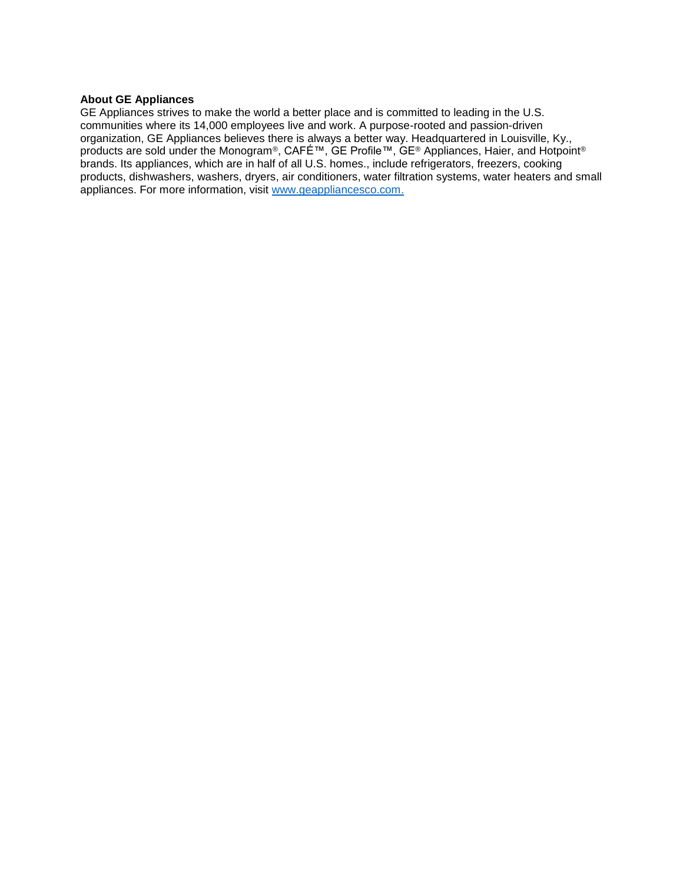**About GE Appliances**

GE Appliances strives to make the world a better place and is committed to leading in the U.S. communities where its 14,000 employees live and work. A purpose-rooted and passion-driven organization, GE Appliances believes there is always a better way. Headquartered in Louisville, Ky., products are sold under the Monogram®, CAFÉ™, GE Profile™, GE® Appliances, Haier, and Hotpoint® brands. Its appliances, which are in half of all U.S. homes., include refrigerators, freezers, cooking products, dishwashers, washers, dryers, air conditioners, water filtration systems, water heaters and small appliances. For more information, visit [www.geappliancesco.com.](http://www.geappliancesco.com)